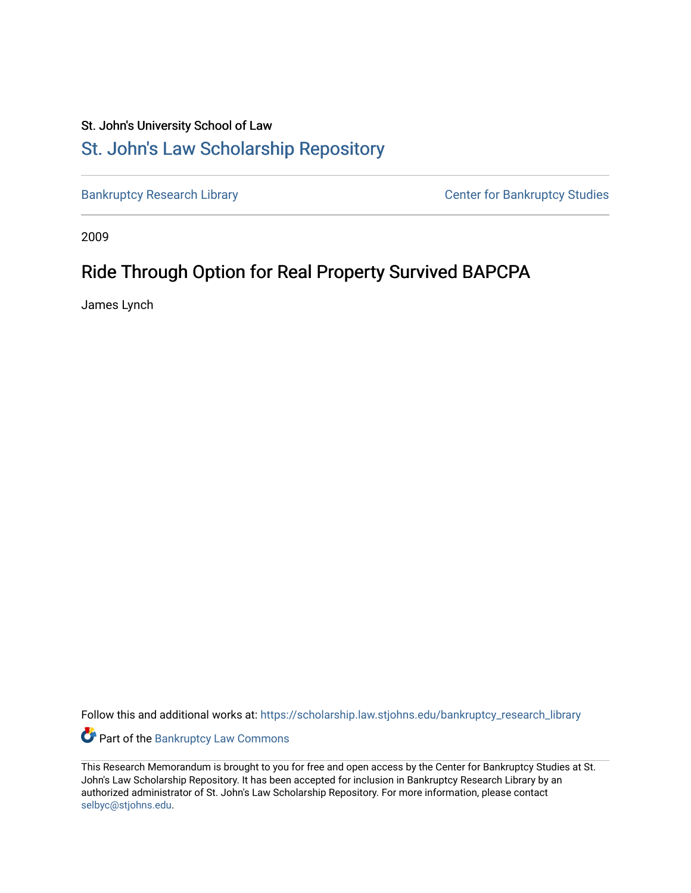St. John's University School of Law

# St. John's Law Scholarship Repository

Bankruptcy Research Library

Center for Bankruptcy Studies

2009

## Ride Through Option for Real Property Survived BAPCPA

James Lynch

Follow this and additional works at: https://scholarship.law.stjohns.edu/bankruptcy_research_library

Part of the Bankruptcy Law Commons

This Research Memorandum is brought to you for free and open access by the Center for Bankruptcy Studies at St. John's Law Scholarship Repository. It has been accepted for inclusion in Bankruptcy Research Library by an authorized administrator of St. John's Law Scholarship Repository. For more information, please contact selbyc@stjohns.edu.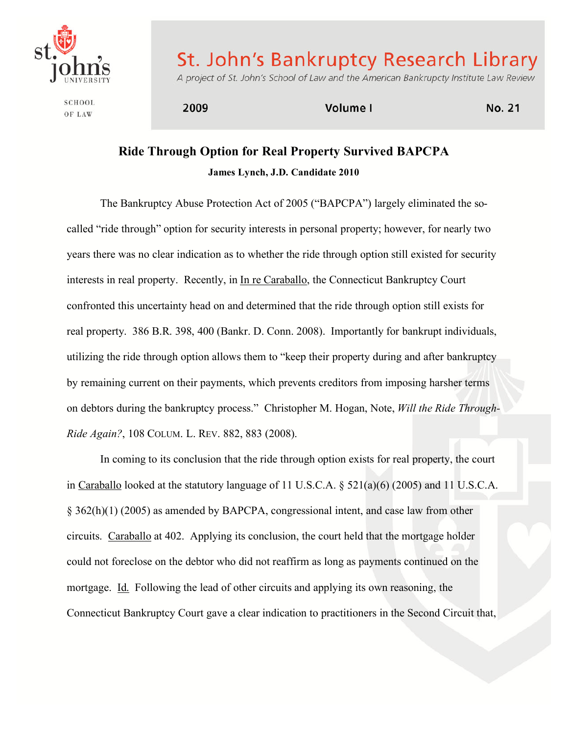# Ride Through Option for Real Property Survived BAPCPA

**James Lynch, J.D. Candidate 2010**

The Bankruptcy Abuse Protection Act of 2005 ("BAPCPA") largely eliminated the so-called "ride through" option for security interests in personal property; however, for nearly two years there was no clear indication as to whether the ride through option still existed for security interests in real property. Recently, in In re Caraballo, the Connecticut Bankruptcy Court confronted this uncertainty head on and determined that the ride through option still exists for real property. 386 B.R. 398, 400 (Bankr. D. Conn. 2008). Importantly for bankrupt individuals, utilizing the ride through option allows them to "keep their property during and after bankruptcy by remaining current on their payments, which prevents creditors from imposing harsher terms on debtors during the bankruptcy process." Christopher M. Hogan, Note, *Will the Ride Through-Ride Again?*, 108 COLUM. L. REV. 882, 883 (2008).

In coming to its conclusion that the ride through option exists for real property, the court in Caraballo looked at the statutory language of 11 U.S.C.A. § 521(a)(6) (2005) and 11 U.S.C.A. § 362(h)(1) (2005) as amended by BAPCPA, congressional intent, and case law from other circuits. Caraballo at 402. Applying its conclusion, the court held that the mortgage holder could not foreclose on the debtor who did not reaffirm as long as payments continued on the mortgage. Id. Following the lead of other circuits and applying its own reasoning, the Connecticut Bankruptcy Court gave a clear indication to practitioners in the Second Circuit that,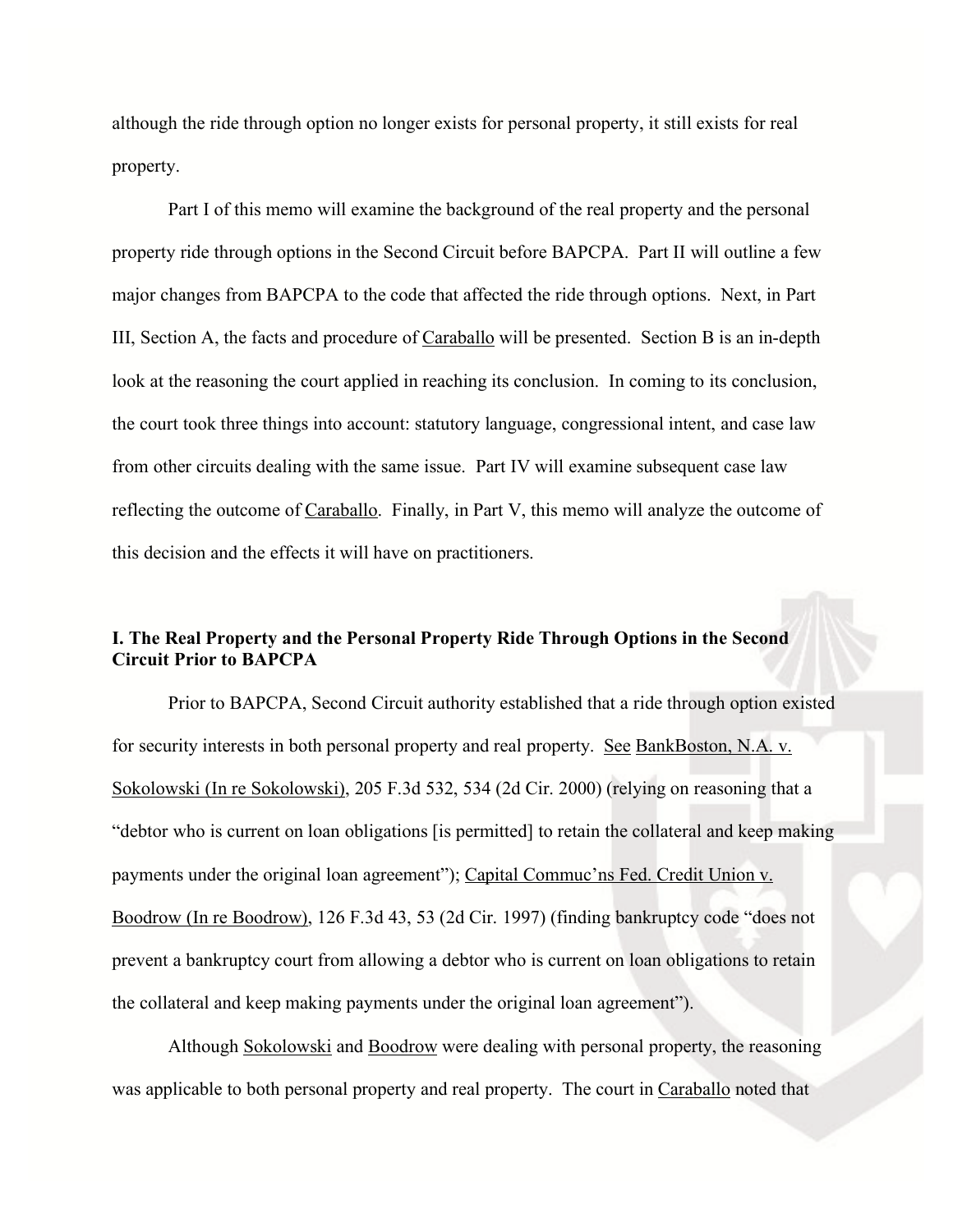although the ride through option no longer exists for personal property, it still exists for real property.

Part I of this memo will examine the background of the real property and the personal property ride through options in the Second Circuit before BAPCPA. Part II will outline a few major changes from BAPCPA to the code that affected the ride through options. Next, in Part III, Section A, the facts and procedure of Caraballo will be presented. Section B is an in-depth look at the reasoning the court applied in reaching its conclusion. In coming to its conclusion, the court took three things into account: statutory language, congressional intent, and case law from other circuits dealing with the same issue. Part IV will examine subsequent case law reflecting the outcome of Caraballo. Finally, in Part V, this memo will analyze the outcome of this decision and the effects it will have on practitioners.

### I. The Real Property and the Personal Property Ride Through Options in the Second Circuit Prior to BAPCPA

Prior to BAPCPA, Second Circuit authority established that a ride through option existed for security interests in both personal property and real property. See BankBoston, N.A. v. Sokolowski (In re Sokolowski), 205 F.3d 532, 534 (2d Cir. 2000) (relying on reasoning that a "debtor who is current on loan obligations [is permitted] to retain the collateral and keep making payments under the original loan agreement"); Capital Commuc'ns Fed. Credit Union v. Boodrow (In re Boodrow), 126 F.3d 43, 53 (2d Cir. 1997) (finding bankruptcy code "does not prevent a bankruptcy court from allowing a debtor who is current on loan obligations to retain the collateral and keep making payments under the original loan agreement").

Although Sokolowski and Boodrow were dealing with personal property, the reasoning was applicable to both personal property and real property. The court in Caraballo noted that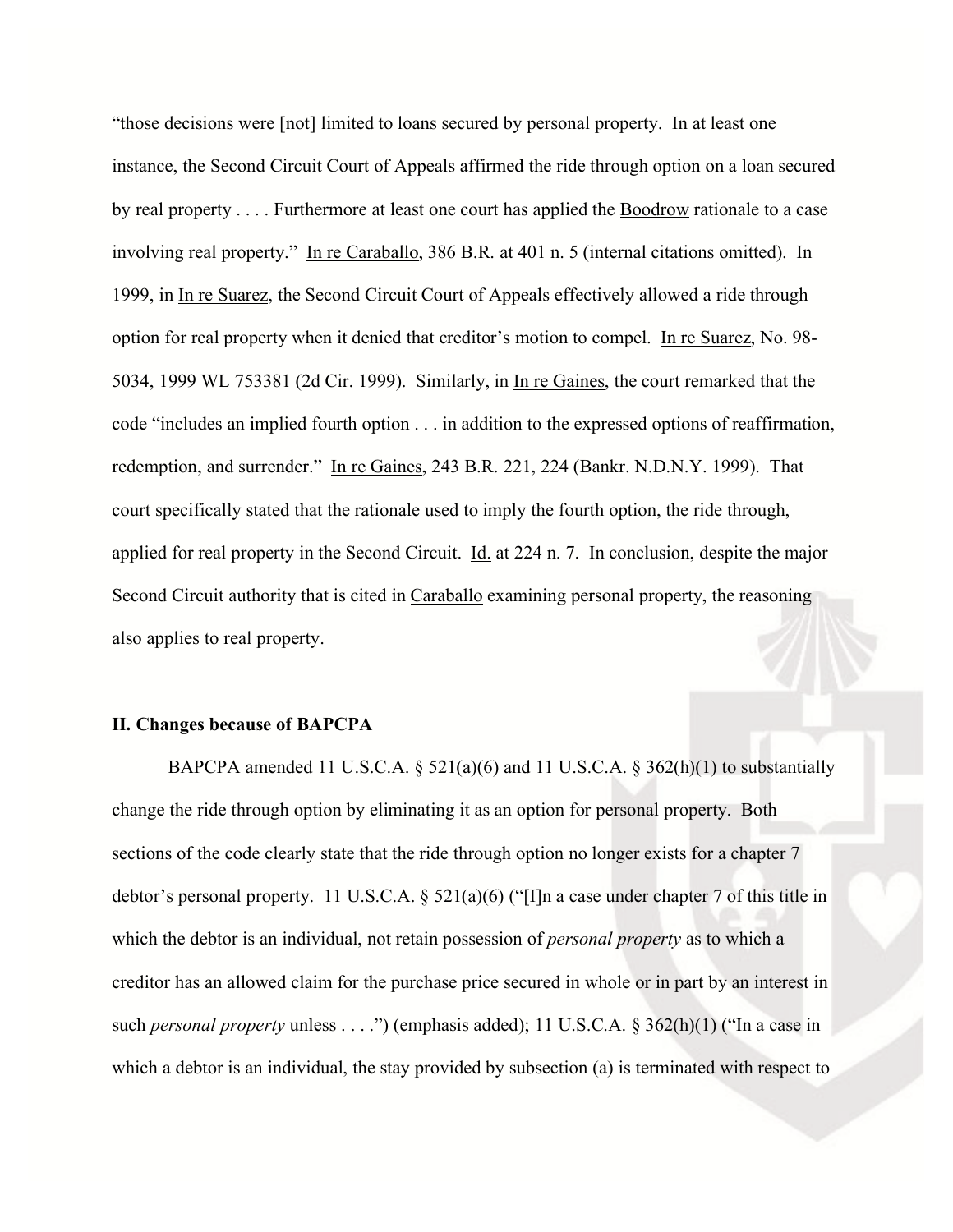"those decisions were [not] limited to loans secured by personal property. In at least one instance, the Second Circuit Court of Appeals affirmed the ride through option on a loan secured by real property . . . . Furthermore at least one court has applied the Boodrow rationale to a case involving real property." In re Caraballo, 386 B.R. at 401 n. 5 (internal citations omitted). In 1999, in In re Suarez, the Second Circuit Court of Appeals effectively allowed a ride through option for real property when it denied that creditor's motion to compel. In re Suarez, No. 98-5034, 1999 WL 753381 (2d Cir. 1999). Similarly, in In re Gaines, the court remarked that the code "includes an implied fourth option . . . in addition to the expressed options of reaffirmation, redemption, and surrender." In re Gaines, 243 B.R. 221, 224 (Bankr. N.D.N.Y. 1999). That court specifically stated that the rationale used to imply the fourth option, the ride through, applied for real property in the Second Circuit. Id. at 224 n. 7. In conclusion, despite the major Second Circuit authority that is cited in Caraballo examining personal property, the reasoning also applies to real property.

## II. Changes because of BAPCPA

BAPCPA amended 11 U.S.C.A. § 521(a)(6) and 11 U.S.C.A. § 362(h)(1) to substantially change the ride through option by eliminating it as an option for personal property. Both sections of the code clearly state that the ride through option no longer exists for a chapter 7 debtor's personal property. 11 U.S.C.A. § 521(a)(6) ("[I]n a case under chapter 7 of this title in which the debtor is an individual, not retain possession of *personal property* as to which a creditor has an allowed claim for the purchase price secured in whole or in part by an interest in such *personal property* unless . . . .") (emphasis added); 11 U.S.C.A. § 362(h)(1) ("In a case in which a debtor is an individual, the stay provided by subsection (a) is terminated with respect to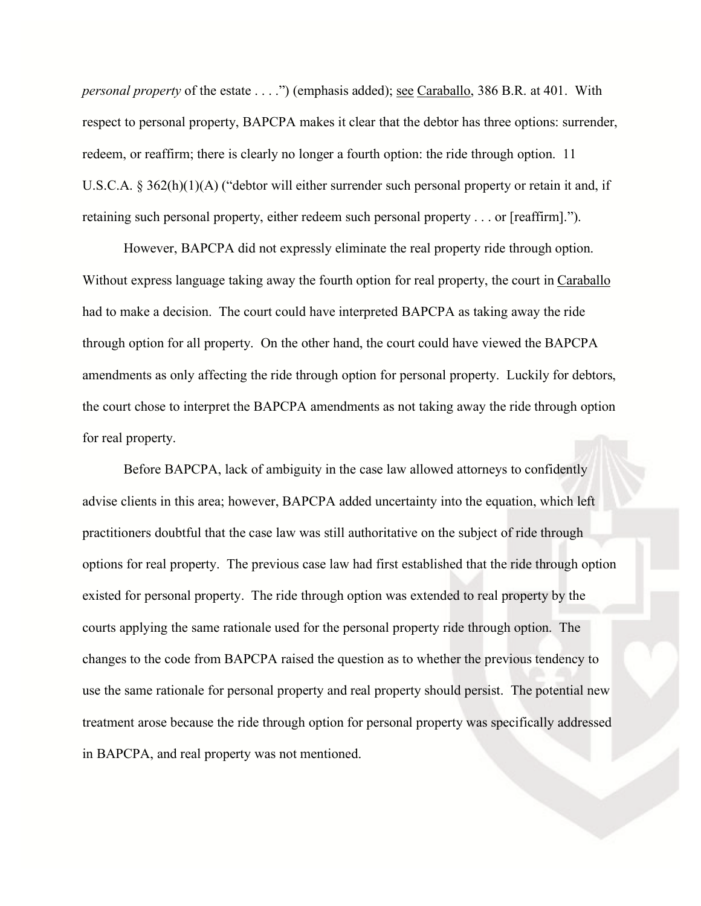*personal property* of the estate . . . .") (emphasis added); see Caraballo, 386 B.R. at 401. With respect to personal property, BAPCPA makes it clear that the debtor has three options: surrender, redeem, or reaffirm; there is clearly no longer a fourth option: the ride through option. 11 U.S.C.A. § 362(h)(1)(A) ("debtor will either surrender such personal property or retain it and, if retaining such personal property, either redeem such personal property . . . or [reaffirm].").

However, BAPCPA did not expressly eliminate the real property ride through option. Without express language taking away the fourth option for real property, the court in Caraballo had to make a decision. The court could have interpreted BAPCPA as taking away the ride through option for all property. On the other hand, the court could have viewed the BAPCPA amendments as only affecting the ride through option for personal property. Luckily for debtors, the court chose to interpret the BAPCPA amendments as not taking away the ride through option for real property.

Before BAPCPA, lack of ambiguity in the case law allowed attorneys to confidently advise clients in this area; however, BAPCPA added uncertainty into the equation, which left practitioners doubtful that the case law was still authoritative on the subject of ride through options for real property. The previous case law had first established that the ride through option existed for personal property. The ride through option was extended to real property by the courts applying the same rationale used for the personal property ride through option. The changes to the code from BAPCPA raised the question as to whether the previous tendency to use the same rationale for personal property and real property should persist. The potential new treatment arose because the ride through option for personal property was specifically addressed in BAPCPA, and real property was not mentioned.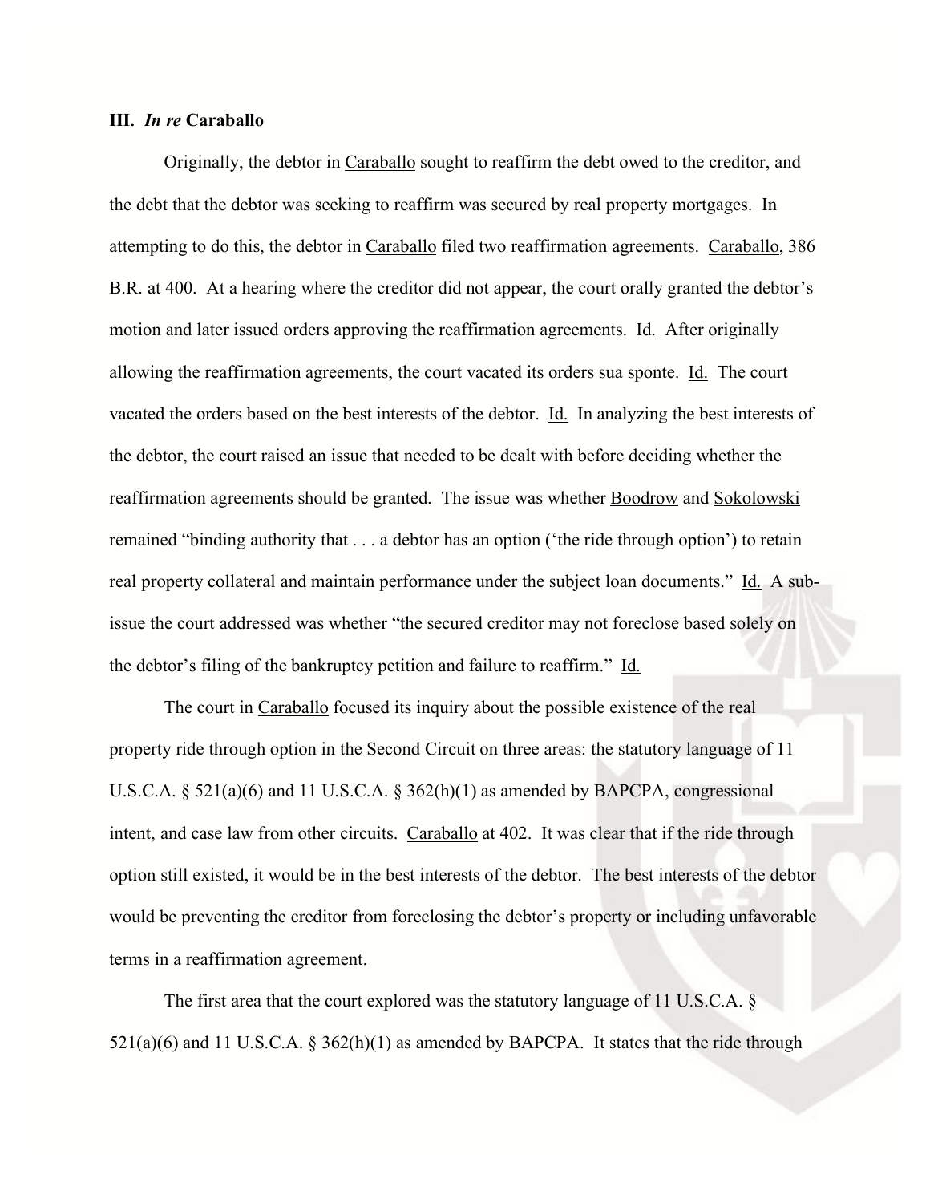### III. *In re* Caraballo

Originally, the debtor in Caraballo sought to reaffirm the debt owed to the creditor, and the debt that the debtor was seeking to reaffirm was secured by real property mortgages. In attempting to do this, the debtor in Caraballo filed two reaffirmation agreements. Caraballo, 386 B.R. at 400. At a hearing where the creditor did not appear, the court orally granted the debtor's motion and later issued orders approving the reaffirmation agreements. Id. After originally allowing the reaffirmation agreements, the court vacated its orders sua sponte. Id. The court vacated the orders based on the best interests of the debtor. Id. In analyzing the best interests of the debtor, the court raised an issue that needed to be dealt with before deciding whether the reaffirmation agreements should be granted. The issue was whether Boodrow and Sokolowski remained "binding authority that . . . a debtor has an option ('the ride through option') to retain real property collateral and maintain performance under the subject loan documents." Id. A sub-issue the court addressed was whether "the secured creditor may not foreclose based solely on the debtor's filing of the bankruptcy petition and failure to reaffirm." Id.

The court in Caraballo focused its inquiry about the possible existence of the real property ride through option in the Second Circuit on three areas: the statutory language of 11 U.S.C.A. § 521(a)(6) and 11 U.S.C.A. § 362(h)(1) as amended by BAPCPA, congressional intent, and case law from other circuits. Caraballo at 402. It was clear that if the ride through option still existed, it would be in the best interests of the debtor. The best interests of the debtor would be preventing the creditor from foreclosing the debtor's property or including unfavorable terms in a reaffirmation agreement.

The first area that the court explored was the statutory language of 11 U.S.C.A. § 521(a)(6) and 11 U.S.C.A. § 362(h)(1) as amended by BAPCPA. It states that the ride through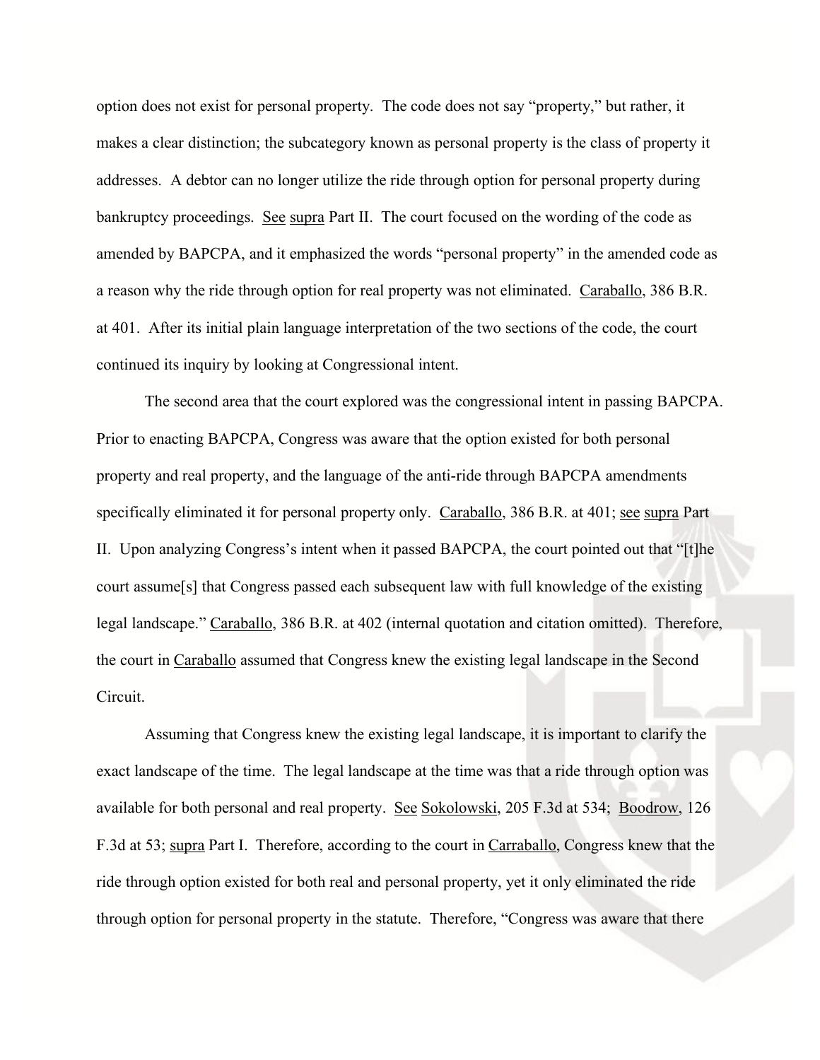option does not exist for personal property. The code does not say "property," but rather, it makes a clear distinction; the subcategory known as personal property is the class of property it addresses. A debtor can no longer utilize the ride through option for personal property during bankruptcy proceedings. See supra Part II. The court focused on the wording of the code as amended by BAPCPA, and it emphasized the words "personal property" in the amended code as a reason why the ride through option for real property was not eliminated. Caraballo, 386 B.R. at 401. After its initial plain language interpretation of the two sections of the code, the court continued its inquiry by looking at Congressional intent.

The second area that the court explored was the congressional intent in passing BAPCPA. Prior to enacting BAPCPA, Congress was aware that the option existed for both personal property and real property, and the language of the anti-ride through BAPCPA amendments specifically eliminated it for personal property only. Caraballo, 386 B.R. at 401; see supra Part II. Upon analyzing Congress's intent when it passed BAPCPA, the court pointed out that "[t]he court assume[s] that Congress passed each subsequent law with full knowledge of the existing legal landscape." Caraballo, 386 B.R. at 402 (internal quotation and citation omitted). Therefore, the court in Caraballo assumed that Congress knew the existing legal landscape in the Second Circuit.

Assuming that Congress knew the existing legal landscape, it is important to clarify the exact landscape of the time. The legal landscape at the time was that a ride through option was available for both personal and real property. See Sokolowski, 205 F.3d at 534; Boodrow, 126 F.3d at 53; supra Part I. Therefore, according to the court in Carraballo, Congress knew that the ride through option existed for both real and personal property, yet it only eliminated the ride through option for personal property in the statute. Therefore, "Congress was aware that there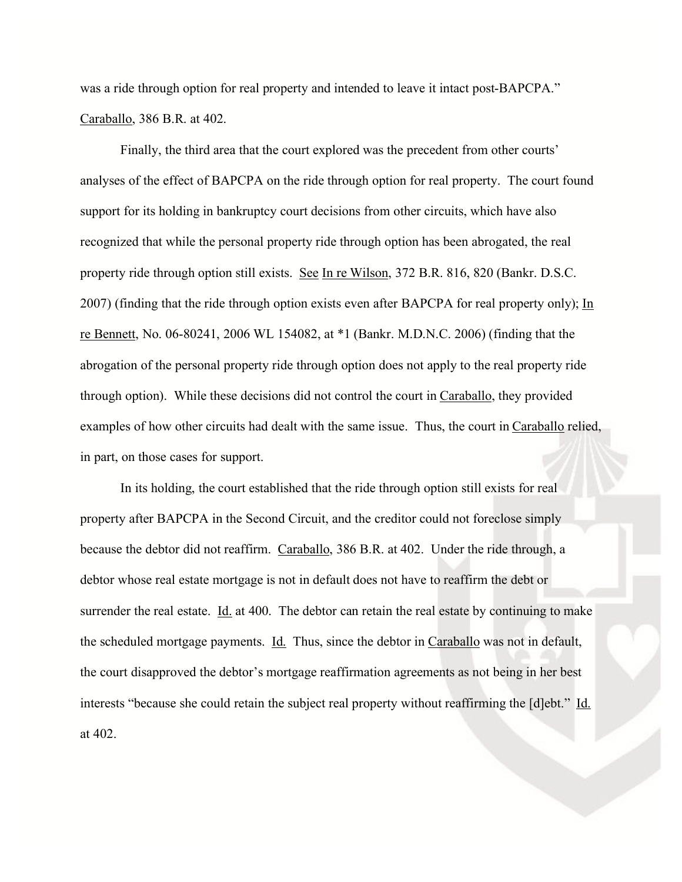was a ride through option for real property and intended to leave it intact post-BAPCPA." Caraballo, 386 B.R. at 402.

Finally, the third area that the court explored was the precedent from other courts' analyses of the effect of BAPCPA on the ride through option for real property. The court found support for its holding in bankruptcy court decisions from other circuits, which have also recognized that while the personal property ride through option has been abrogated, the real property ride through option still exists. See In re Wilson, 372 B.R. 816, 820 (Bankr. D.S.C. 2007) (finding that the ride through option exists even after BAPCPA for real property only); In re Bennett, No. 06-80241, 2006 WL 154082, at *1 (Bankr. M.D.N.C. 2006) (finding that the abrogation of the personal property ride through option does not apply to the real property ride through option). While these decisions did not control the court in Caraballo, they provided examples of how other circuits had dealt with the same issue. Thus, the court in Caraballo relied, in part, on those cases for support.

In its holding, the court established that the ride through option still exists for real property after BAPCPA in the Second Circuit, and the creditor could not foreclose simply because the debtor did not reaffirm. Caraballo, 386 B.R. at 402. Under the ride through, a debtor whose real estate mortgage is not in default does not have to reaffirm the debt or surrender the real estate. Id. at 400. The debtor can retain the real estate by continuing to make the scheduled mortgage payments. Id. Thus, since the debtor in Caraballo was not in default, the court disapproved the debtor's mortgage reaffirmation agreements as not being in her best interests "because she could retain the subject real property without reaffirming the [d]ebt." Id. at 402.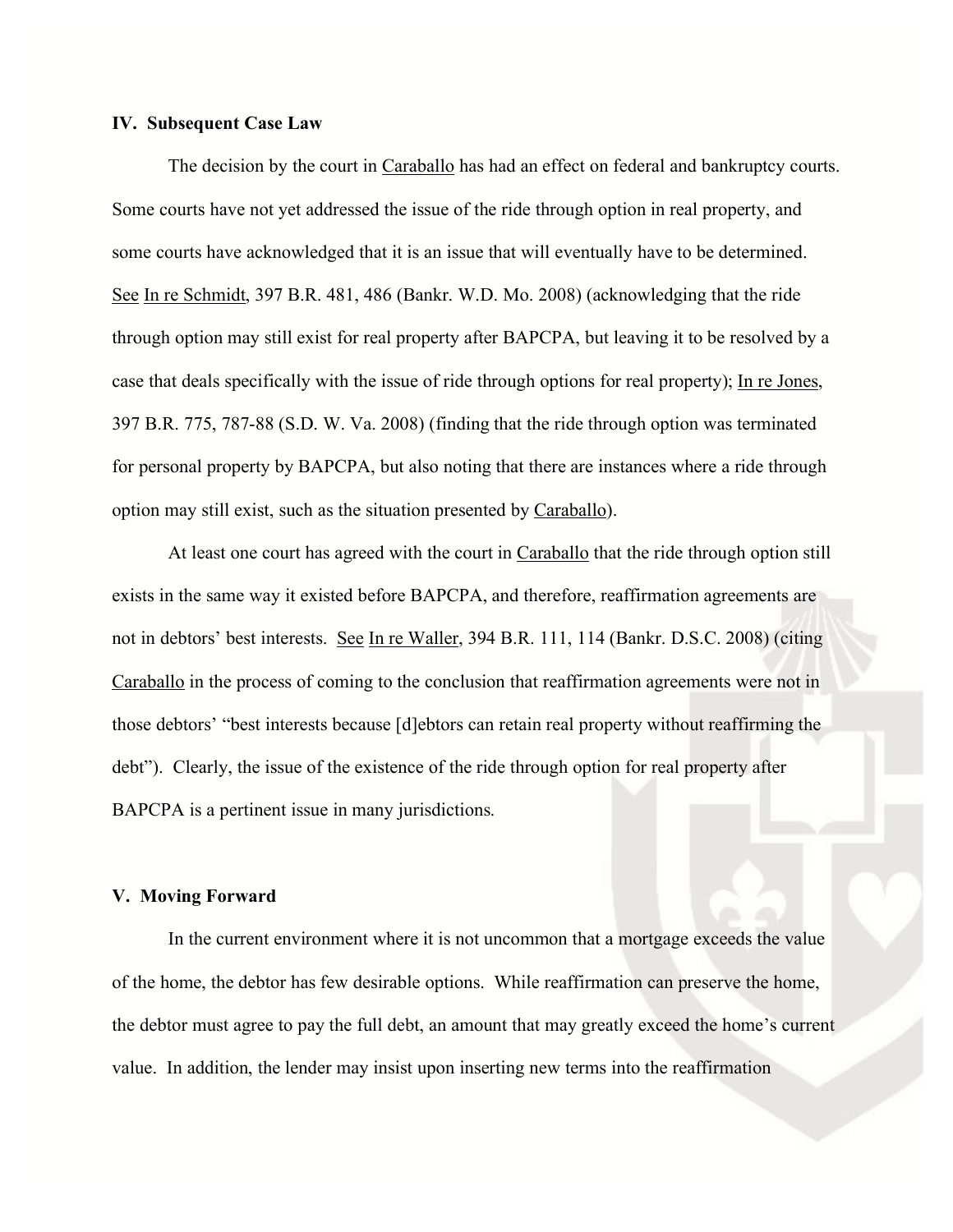## IV. Subsequent Case Law

The decision by the court in Caraballo has had an effect on federal and bankruptcy courts. Some courts have not yet addressed the issue of the ride through option in real property, and some courts have acknowledged that it is an issue that will eventually have to be determined. *See* In re Schmidt, 397 B.R. 481, 486 (Bankr. W.D. Mo. 2008) (acknowledging that the ride through option may still exist for real property after BAPCPA, but leaving it to be resolved by a case that deals specifically with the issue of ride through options for real property); In re Jones, 397 B.R. 775, 787-88 (S.D. W. Va. 2008) (finding that the ride through option was terminated for personal property by BAPCPA, but also noting that there are instances where a ride through option may still exist, such as the situation presented by Caraballo).

At least one court has agreed with the court in Caraballo that the ride through option still exists in the same way it existed before BAPCPA, and therefore, reaffirmation agreements are not in debtors' best interests. *See* In re Waller, 394 B.R. 111, 114 (Bankr. D.S.C. 2008) (citing Caraballo in the process of coming to the conclusion that reaffirmation agreements were not in those debtors' "best interests because [d]ebtors can retain real property without reaffirming the debt"). Clearly, the issue of the existence of the ride through option for real property after BAPCPA is a pertinent issue in many jurisdictions.

## V. Moving Forward

In the current environment where it is not uncommon that a mortgage exceeds the value of the home, the debtor has few desirable options. While reaffirmation can preserve the home, the debtor must agree to pay the full debt, an amount that may greatly exceed the home's current value. In addition, the lender may insist upon inserting new terms into the reaffirmation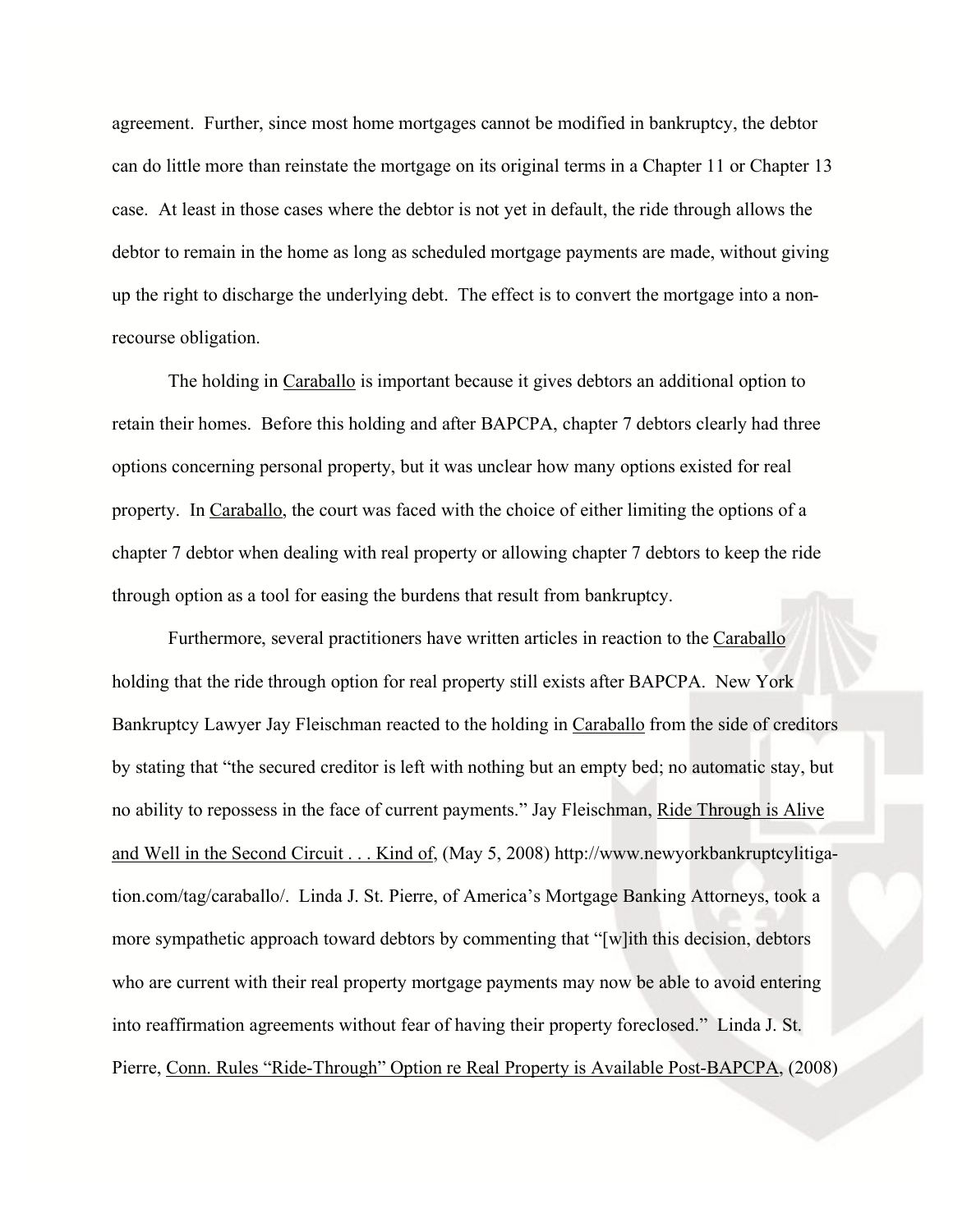agreement. Further, since most home mortgages cannot be modified in bankruptcy, the debtor can do little more than reinstate the mortgage on its original terms in a Chapter 11 or Chapter 13 case. At least in those cases where the debtor is not yet in default, the ride through allows the debtor to remain in the home as long as scheduled mortgage payments are made, without giving up the right to discharge the underlying debt. The effect is to convert the mortgage into a non-recourse obligation.

The holding in Caraballo is important because it gives debtors an additional option to retain their homes. Before this holding and after BAPCPA, chapter 7 debtors clearly had three options concerning personal property, but it was unclear how many options existed for real property. In Caraballo, the court was faced with the choice of either limiting the options of a chapter 7 debtor when dealing with real property or allowing chapter 7 debtors to keep the ride through option as a tool for easing the burdens that result from bankruptcy.

Furthermore, several practitioners have written articles in reaction to the Caraballo holding that the ride through option for real property still exists after BAPCPA. New York Bankruptcy Lawyer Jay Fleischman reacted to the holding in Caraballo from the side of creditors by stating that "the secured creditor is left with nothing but an empty bed; no automatic stay, but no ability to repossess in the face of current payments." Jay Fleischman, Ride Through is Alive and Well in the Second Circuit . . . Kind of, (May 5, 2008) http://www.newyorkbankruptcylitigation.com/tag/caraballo/. Linda J. St. Pierre, of America's Mortgage Banking Attorneys, took a more sympathetic approach toward debtors by commenting that "[w]ith this decision, debtors who are current with their real property mortgage payments may now be able to avoid entering into reaffirmation agreements without fear of having their property foreclosed." Linda J. St. Pierre, Conn. Rules "Ride-Through" Option re Real Property is Available Post-BAPCPA, (2008)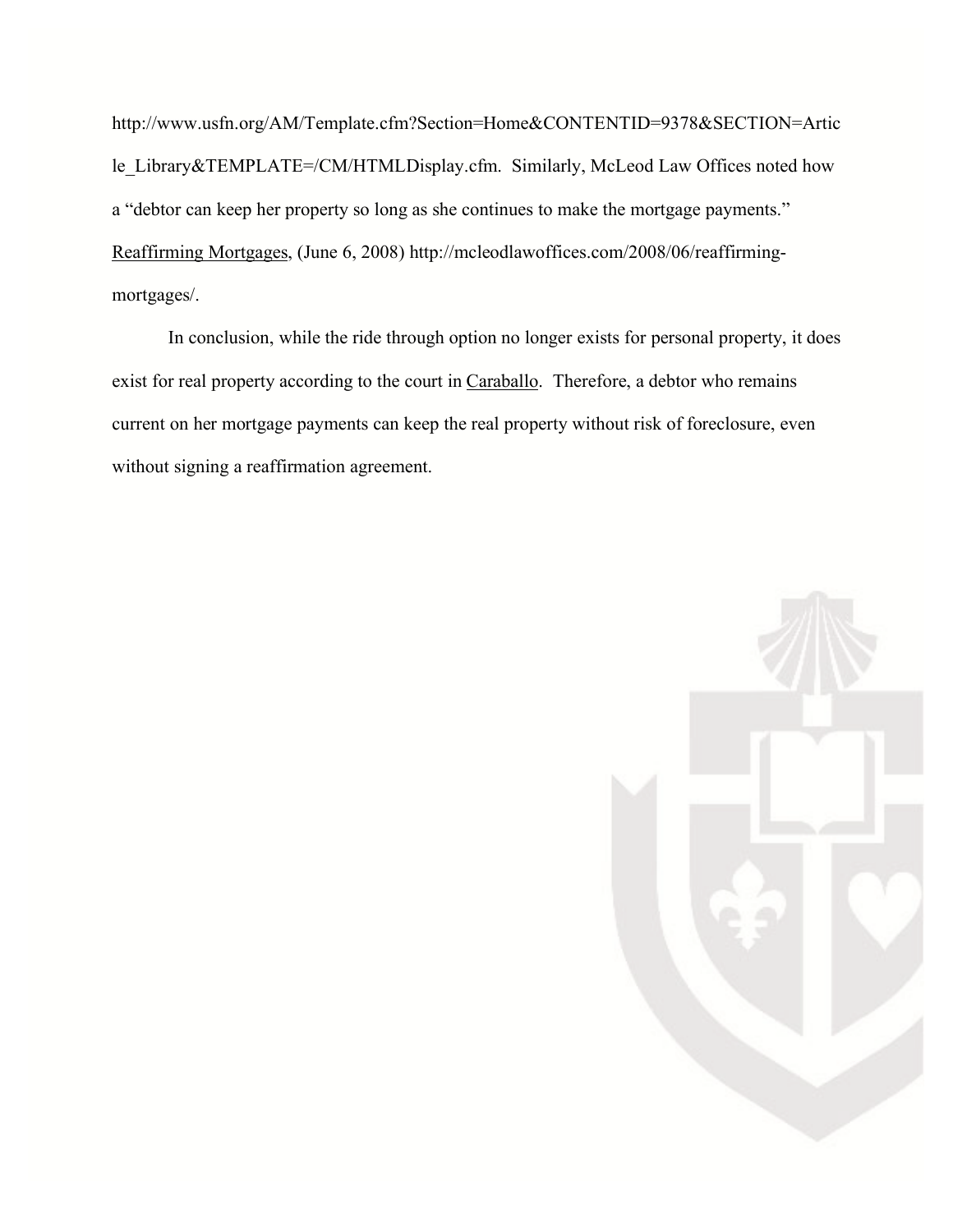http://www.usfn.org/AM/Template.cfm?Section=Home&CONTENTID=9378&SECTION=Article_Library&TEMPLATE=/CM/HTMLDisplay.cfm. Similarly, McLeod Law Offices noted how a "debtor can keep her property so long as she continues to make the mortgage payments." Reaffirming Mortgages, (June 6, 2008) http://mcleodlawoffices.com/2008/06/reaffirming-mortgages/.

In conclusion, while the ride through option no longer exists for personal property, it does exist for real property according to the court in Caraballo. Therefore, a debtor who remains current on her mortgage payments can keep the real property without risk of foreclosure, even without signing a reaffirmation agreement.